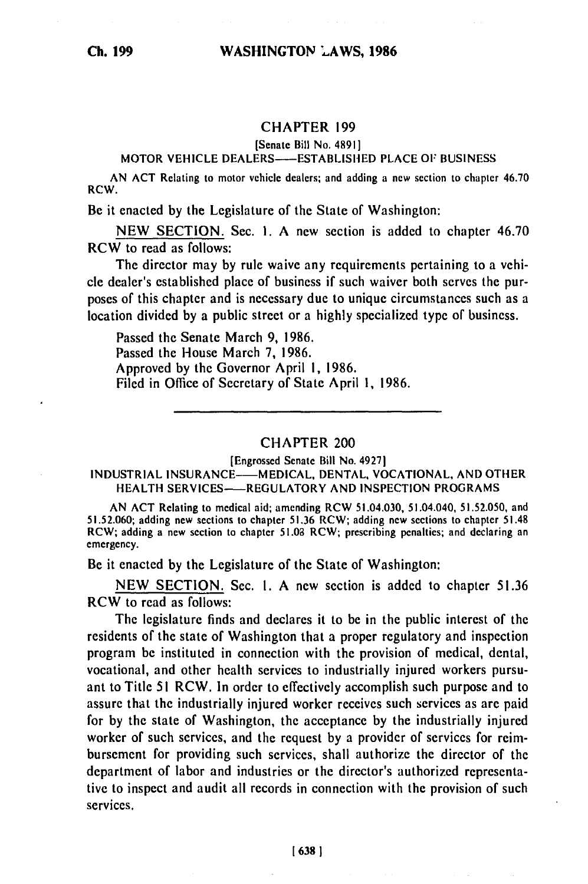## CHAPTER 199

[Senate Bill No. 4891]

MOTOR VEHICLE DEALERS——ESTABLISHED PLACE OF BUSINESS

AN ACT Relating to motor vehicle dealers; and adding a new section to chapter 46.70 RCW.

Be it enacted by the Legislature of the State of Washington:

NEW SECTION. Sec. 1. A new section is added to chapter 46.70 RCW to read as follows:

The director may by rule waive any requirements pertaining to a vehicle dealer's established place of business if such waiver both serves the purposes of this chapter and is necessary due to unique circumstances such as a location divided by a public street or a highly specialized type of business.

Passed the Senate March 9, 1986.
Passed the House March 7, 1986.
Approved by the Governor April 1, 1986.
Filed in Office of Secretary of State April 1, 1986.

---

## CHAPTER 200

[Engrossed Senate Bill No. 4927]

INDUSTRIAL INSURANCE——MEDICAL, DENTAL, VOCATIONAL, AND OTHER HEALTH SERVICES——REGULATORY AND INSPECTION PROGRAMS

AN ACT Relating to medical aid; amending RCW 51.04.030, 51.04.040, 51.52.050, and 51.52.060; adding new sections to chapter 51.36 RCW; adding new sections to chapter 51.48 RCW; adding a new section to chapter 51.08 RCW; prescribing penalties; and declaring an emergency.

Be it enacted by the Legislature of the State of Washington:

NEW SECTION. Sec. 1. A new section is added to chapter 51.36 RCW to read as follows:

The legislature finds and declares it to be in the public interest of the residents of the state of Washington that a proper regulatory and inspection program be instituted in connection with the provision of medical, dental, vocational, and other health services to industrially injured workers pursuant to Title 51 RCW. In order to effectively accomplish such purpose and to assure that the industrially injured worker receives such services as are paid for by the state of Washington, the acceptance by the industrially injured worker of such services, and the request by a provider of services for reimbursement for providing such services, shall authorize the director of the department of labor and industries or the director's authorized representative to inspect and audit all records in connection with the provision of such services.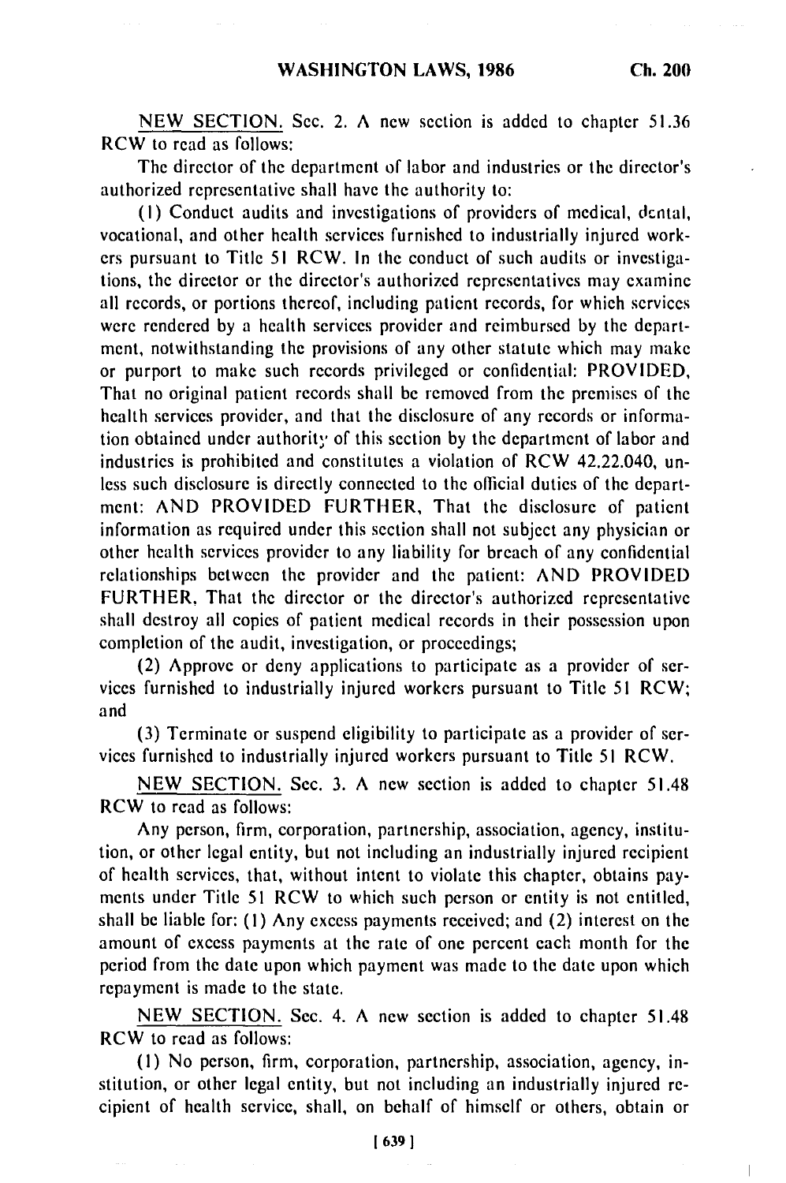NEW SECTION. Sec. 2. A new section is added to chapter 51.36 RCW to read as follows:

The director of the department of labor and industries or the director's authorized representative shall have the authority to:

(1) Conduct audits and investigations of providers of medical, dental, vocational, and other health services furnished to industrially injured workers pursuant to Title 51 RCW. In the conduct of such audits or investigations, the director or the director's authorized representatives may examine all records, or portions thereof, including patient records, for which services were rendered by a health services provider and reimbursed by the department, notwithstanding the provisions of any other statute which may make or purport to make such records privileged or confidential: PROVIDED, That no original patient records shall be removed from the premises of the health services provider, and that the disclosure of any records or information obtained under authority of this section by the department of labor and industries is prohibited and constitutes a violation of RCW 42.22.040, unless such disclosure is directly connected to the official duties of the department: AND PROVIDED FURTHER, That the disclosure of patient information as required under this section shall not subject any physician or other health services provider to any liability for breach of any confidential relationships between the provider and the patient: AND PROVIDED FURTHER, That the director or the director's authorized representative shall destroy all copies of patient medical records in their possession upon completion of the audit, investigation, or proceedings;

(2) Approve or deny applications to participate as a provider of services furnished to industrially injured workers pursuant to Title 51 RCW; and

(3) Terminate or suspend eligibility to participate as a provider of services furnished to industrially injured workers pursuant to Title 51 RCW.

NEW SECTION. Sec. 3. A new section is added to chapter 51.48 RCW to read as follows:

Any person, firm, corporation, partnership, association, agency, institution, or other legal entity, but not including an industrially injured recipient of health services, that, without intent to violate this chapter, obtains payments under Title 51 RCW to which such person or entity is not entitled, shall be liable for: (1) Any excess payments received; and (2) interest on the amount of excess payments at the rate of one percent each month for the period from the date upon which payment was made to the date upon which repayment is made to the state.

NEW SECTION. Sec. 4. A new section is added to chapter 51.48 RCW to read as follows:

(1) No person, firm, corporation, partnership, association, agency, institution, or other legal entity, but not including an industrially injured recipient of health service, shall, on behalf of himself or others, obtain or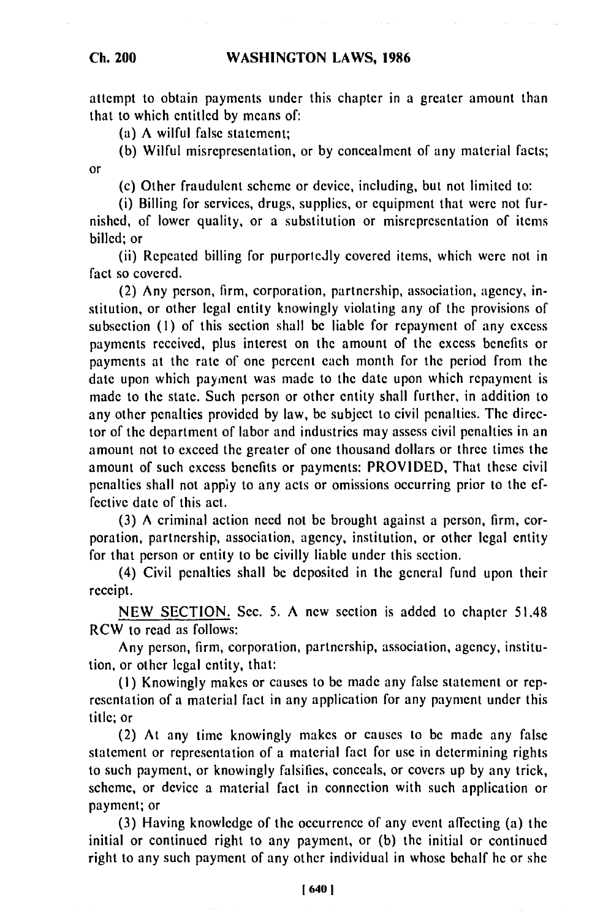attempt to obtain payments under this chapter in a greater amount than that to which entitled by means of:

(a) A wilful false statement;

(b) Wilful misrepresentation, or by concealment of any material facts; or

(c) Other fraudulent scheme or device, including, but not limited to:

(i) Billing for services, drugs, supplies, or equipment that were not furnished, of lower quality, or a substitution or misrepresentation of items billed; or

(ii) Repeated billing for purportedly covered items, which were not in fact so covered.

(2) Any person, firm, corporation, partnership, association, agency, institution, or other legal entity knowingly violating any of the provisions of subsection (1) of this section shall be liable for repayment of any excess payments received, plus interest on the amount of the excess benefits or payments at the rate of one percent each month for the period from the date upon which payment was made to the date upon which repayment is made to the state. Such person or other entity shall further, in addition to any other penalties provided by law, be subject to civil penalties. The director of the department of labor and industries may assess civil penalties in an amount not to exceed the greater of one thousand dollars or three times the amount of such excess benefits or payments: PROVIDED, That these civil penalties shall not apply to any acts or omissions occurring prior to the effective date of this act.

(3) A criminal action need not be brought against a person, firm, corporation, partnership, association, agency, institution, or other legal entity for that person or entity to be civilly liable under this section.

(4) Civil penalties shall be deposited in the general fund upon their receipt.

NEW SECTION. Sec. 5. A new section is added to chapter 51.48 RCW to read as follows:

Any person, firm, corporation, partnership, association, agency, institution, or other legal entity, that:

(1) Knowingly makes or causes to be made any false statement or representation of a material fact in any application for any payment under this title; or

(2) At any time knowingly makes or causes to be made any false statement or representation of a material fact for use in determining rights to such payment, or knowingly falsifies, conceals, or covers up by any trick, scheme, or device a material fact in connection with such application or payment; or

(3) Having knowledge of the occurrence of any event affecting (a) the initial or continued right to any payment, or (b) the initial or continued right to any such payment of any other individual in whose behalf he or she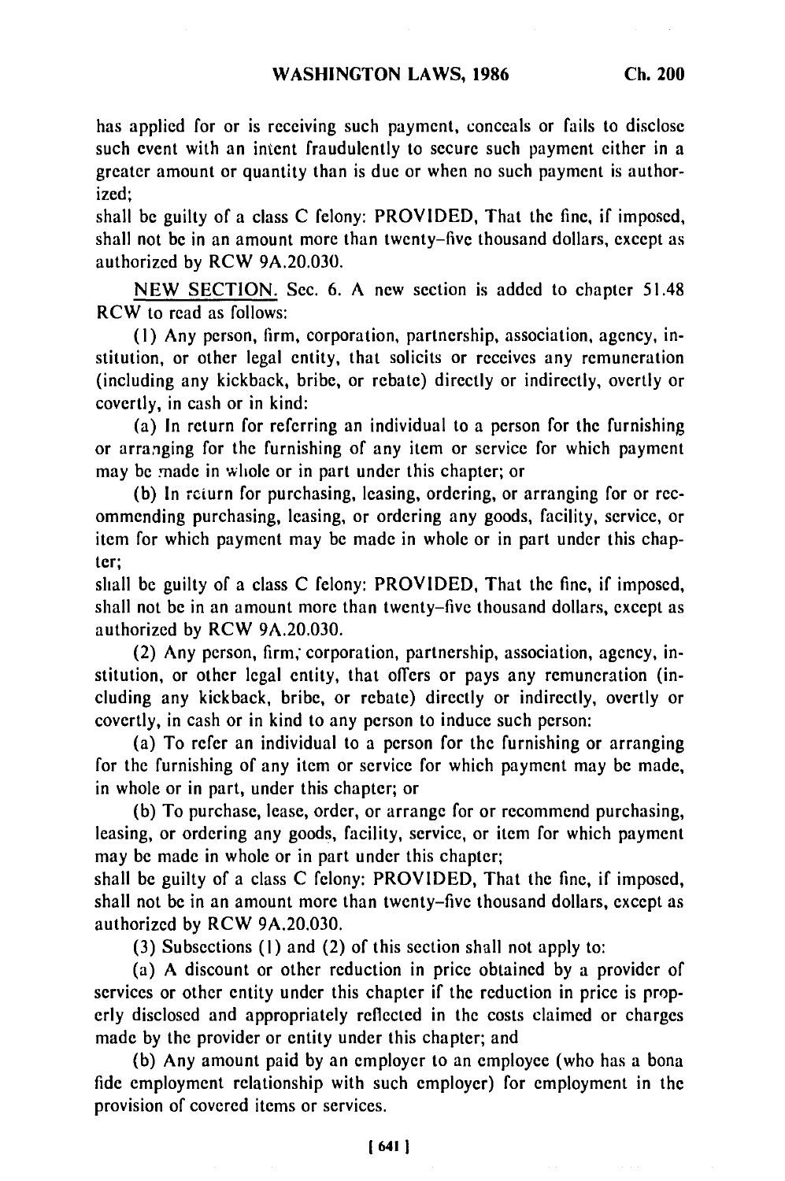has applied for or is receiving such payment, conceals or fails to disclose such event with an intent fraudulently to secure such payment either in a greater amount or quantity than is due or when no such payment is authorized;

shall be guilty of a class C felony: PROVIDED, That the fine, if imposed, shall not be in an amount more than twenty-five thousand dollars, except as authorized by RCW 9A.20.030.

NEW SECTION. Sec. 6. A new section is added to chapter 51.48 RCW to read as follows:

(1) Any person, firm, corporation, partnership, association, agency, institution, or other legal entity, that solicits or receives any remuneration (including any kickback, bribe, or rebate) directly or indirectly, overtly or covertly, in cash or in kind:

(a) In return for referring an individual to a person for the furnishing or arranging for the furnishing of any item or service for which payment may be made in whole or in part under this chapter; or

(b) In return for purchasing, leasing, ordering, or arranging for or recommending purchasing, leasing, or ordering any goods, facility, service, or item for which payment may be made in whole or in part under this chapter;

shall be guilty of a class C felony: PROVIDED, That the fine, if imposed, shall not be in an amount more than twenty-five thousand dollars, except as authorized by RCW 9A.20.030.

(2) Any person, firm, corporation, partnership, association, agency, institution, or other legal entity, that offers or pays any remuneration (including any kickback, bribe, or rebate) directly or indirectly, overtly or covertly, in cash or in kind to any person to induce such person:

(a) To refer an individual to a person for the furnishing or arranging for the furnishing of any item or service for which payment may be made, in whole or in part, under this chapter; or

(b) To purchase, lease, order, or arrange for or recommend purchasing, leasing, or ordering any goods, facility, service, or item for which payment may be made in whole or in part under this chapter;

shall be guilty of a class C felony: PROVIDED, That the fine, if imposed, shall not be in an amount more than twenty-five thousand dollars, except as authorized by RCW 9A.20.030.

(3) Subsections (1) and (2) of this section shall not apply to:

(a) A discount or other reduction in price obtained by a provider of services or other entity under this chapter if the reduction in price is properly disclosed and appropriately reflected in the costs claimed or charges made by the provider or entity under this chapter; and

(b) Any amount paid by an employer to an employee (who has a bona fide employment relationship with such employer) for employment in the provision of covered items or services.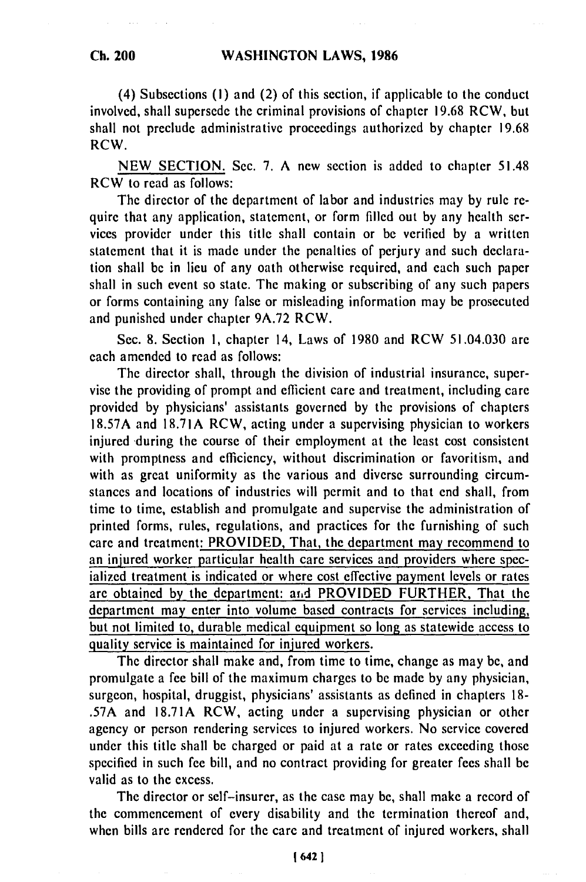(4) Subsections (1) and (2) of this section, if applicable to the conduct involved, shall supersede the criminal provisions of chapter 19.68 RCW, but shall not preclude administrative proceedings authorized by chapter 19.68 RCW.

NEW SECTION. Sec. 7. A new section is added to chapter 51.48 RCW to read as follows:

The director of the department of labor and industries may by rule require that any application, statement, or form filled out by any health services provider under this title shall contain or be verified by a written statement that it is made under the penalties of perjury and such declaration shall be in lieu of any oath otherwise required, and each such paper shall in such event so state. The making or subscribing of any such papers or forms containing any false or misleading information may be prosecuted and punished under chapter 9A.72 RCW.

Sec. 8. Section 1, chapter 14, Laws of 1980 and RCW 51.04.030 are each amended to read as follows:

The director shall, through the division of industrial insurance, supervise the providing of prompt and efficient care and treatment, including care provided by physicians' assistants governed by the provisions of chapters 18.57A and 18.71A RCW, acting under a supervising physician to workers injured during the course of their employment at the least cost consistent with promptness and efficiency, without discrimination or favoritism, and with as great uniformity as the various and diverse surrounding circumstances and locations of industries will permit and to that end shall, from time to time, establish and promulgate and supervise the administration of printed forms, rules, regulations, and practices for the furnishing of such care and treatment: PROVIDED, That, the department may recommend to an injured worker particular health care services and providers where specialized treatment is indicated or where cost effective payment levels or rates are obtained by the department: and PROVIDED FURTHER, That the department may enter into volume based contracts for services including, but not limited to, durable medical equipment so long as statewide access to quality service is maintained for injured workers.

The director shall make and, from time to time, change as may be, and promulgate a fee bill of the maximum charges to be made by any physician, surgeon, hospital, druggist, physicians' assistants as defined in chapters 18-.57A and 18.71A RCW, acting under a supervising physician or other agency or person rendering services to injured workers. No service covered under this title shall be charged or paid at a rate or rates exceeding those specified in such fee bill, and no contract providing for greater fees shall be valid as to the excess.

The director or self-insurer, as the case may be, shall make a record of the commencement of every disability and the termination thereof and, when bills are rendered for the care and treatment of injured workers, shall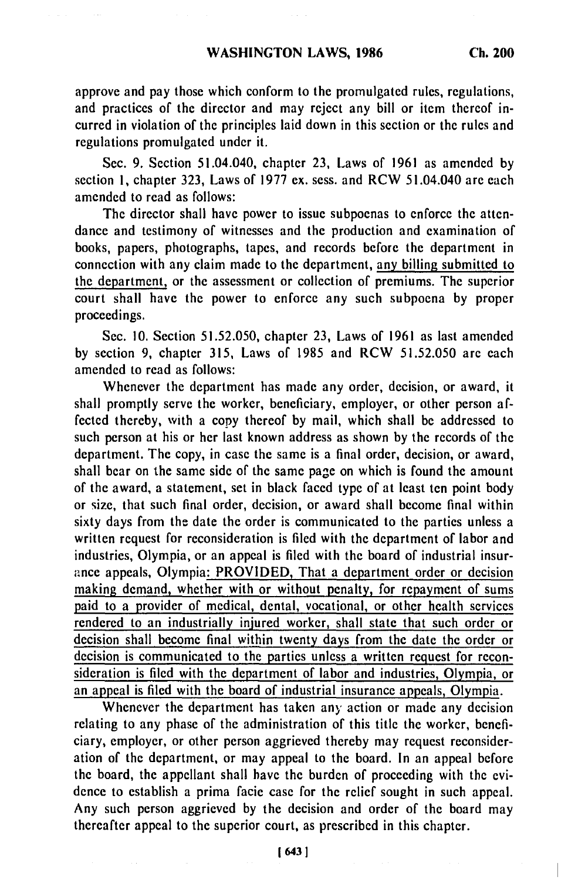approve and pay those which conform to the promulgated rules, regulations, and practices of the director and may reject any bill or item thereof incurred in violation of the principles laid down in this section or the rules and regulations promulgated under it.

Sec. 9. Section 51.04.040, chapter 23, Laws of 1961 as amended by section 1, chapter 323, Laws of 1977 ex. sess. and RCW 51.04.040 are each amended to read as follows:

The director shall have power to issue subpoenas to enforce the attendance and testimony of witnesses and the production and examination of books, papers, photographs, tapes, and records before the department in connection with any claim made to the department, <u>any billing submitted to the department,</u> or the assessment or collection of premiums. The superior court shall have the power to enforce any such subpoena by proper proceedings.

Sec. 10. Section 51.52.050, chapter 23, Laws of 1961 as last amended by section 9, chapter 315, Laws of 1985 and RCW 51.52.050 are each amended to read as follows:

Whenever the department has made any order, decision, or award, it shall promptly serve the worker, beneficiary, employer, or other person affected thereby, with a copy thereof by mail, which shall be addressed to such person at his or her last known address as shown by the records of the department. The copy, in case the same is a final order, decision, or award, shall bear on the same side of the same page on which is found the amount of the award, a statement, set in black faced type of at least ten point body or size, that such final order, decision, or award shall become final within sixty days from the date the order is communicated to the parties unless a written request for reconsideration is filed with the department of labor and industries, Olympia, or an appeal is filed with the board of industrial insurance appeals, Olympia<u>: PROVIDED, That a department order or decision making demand, whether with or without penalty, for repayment of sums paid to a provider of medical, dental, vocational, or other health services rendered to an industrially injured worker, shall state that such order or decision shall become final within twenty days from the date the order or decision is communicated to the parties unless a written request for reconsideration is filed with the department of labor and industries, Olympia, or an appeal is filed with the board of industrial insurance appeals, Olympia</u>.

Whenever the department has taken any action or made any decision relating to any phase of the administration of this title the worker, beneficiary, employer, or other person aggrieved thereby may request reconsideration of the department, or may appeal to the board. In an appeal before the board, the appellant shall have the burden of proceeding with the evidence to establish a prima facie case for the relief sought in such appeal. Any such person aggrieved by the decision and order of the board may thereafter appeal to the superior court, as prescribed in this chapter.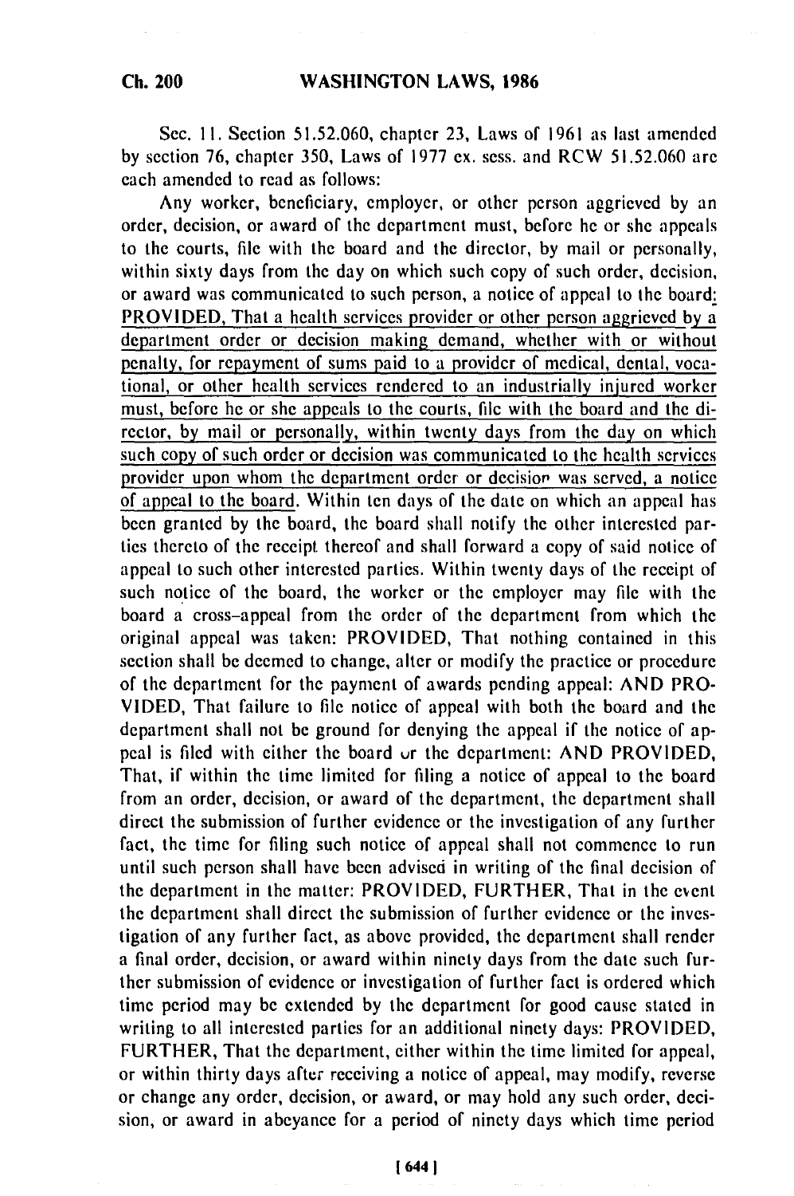Sec. 11. Section 51.52.060, chapter 23, Laws of 1961 as last amended by section 76, chapter 350, Laws of 1977 ex. sess. and RCW 51.52.060 are each amended to read as follows:

Any worker, beneficiary, employer, or other person aggrieved by an order, decision, or award of the department must, before he or she appeals to the courts, file with the board and the director, by mail or personally, within sixty days from the day on which such copy of such order, decision, or award was communicated to such person, a notice of appeal to the board: PROVIDED, That a health services provider or other person aggrieved by a department order or decision making demand, whether with or without penalty, for repayment of sums paid to a provider of medical, dental, vocational, or other health services rendered to an industrially injured worker must, before he or she appeals to the courts, file with the board and the director, by mail or personally, within twenty days from the day on which such copy of such order or decision was communicated to the health services provider upon whom the department order or decision was served, a notice of appeal to the board. Within ten days of the date on which an appeal has been granted by the board, the board shall notify the other interested parties thereto of the receipt thereof and shall forward a copy of said notice of appeal to such other interested parties. Within twenty days of the receipt of such notice of the board, the worker or the employer may file with the board a cross-appeal from the order of the department from which the original appeal was taken: PROVIDED, That nothing contained in this section shall be deemed to change, alter or modify the practice or procedure of the department for the payment of awards pending appeal: AND PROVIDED, That failure to file notice of appeal with both the board and the department shall not be ground for denying the appeal if the notice of appeal is filed with either the board or the department: AND PROVIDED, That, if within the time limited for filing a notice of appeal to the board from an order, decision, or award of the department, the department shall direct the submission of further evidence or the investigation of any further fact, the time for filing such notice of appeal shall not commence to run until such person shall have been advised in writing of the final decision of the department in the matter: PROVIDED, FURTHER, That in the event the department shall direct the submission of further evidence or the investigation of any further fact, as above provided, the department shall render a final order, decision, or award within ninety days from the date such further submission of evidence or investigation of further fact is ordered which time period may be extended by the department for good cause stated in writing to all interested parties for an additional ninety days: PROVIDED, FURTHER, That the department, either within the time limited for appeal, or within thirty days after receiving a notice of appeal, may modify, reverse or change any order, decision, or award, or may hold any such order, decision, or award in abeyance for a period of ninety days which time period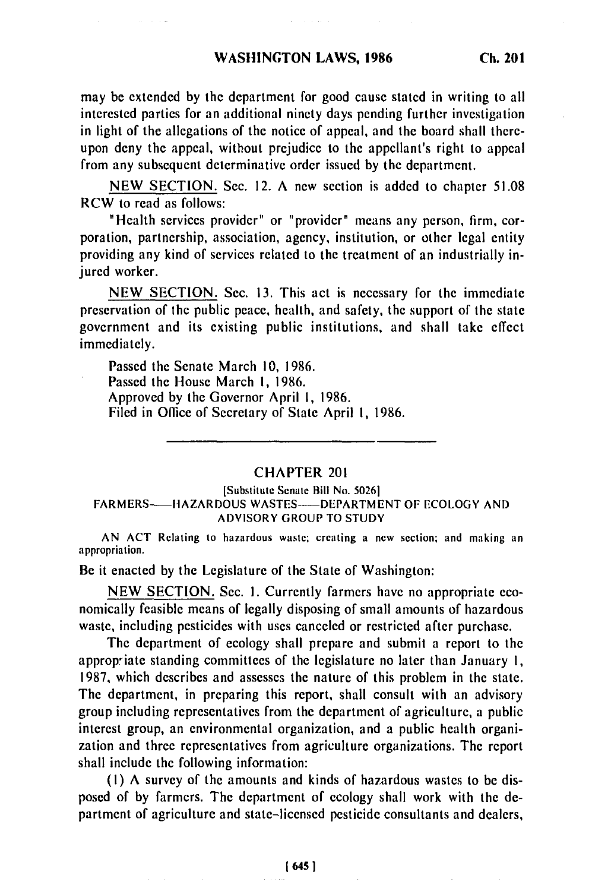may be extended by the department for good cause stated in writing to all interested parties for an additional ninety days pending further investigation in light of the allegations of the notice of appeal, and the board shall thereupon deny the appeal, without prejudice to the appellant's right to appeal from any subsequent determinative order issued by the department.

NEW SECTION. Sec. 12. A new section is added to chapter 51.08 RCW to read as follows:

"Health services provider" or "provider" means any person, firm, corporation, partnership, association, agency, institution, or other legal entity providing any kind of services related to the treatment of an industrially injured worker.

NEW SECTION. Sec. 13. This act is necessary for the immediate preservation of the public peace, health, and safety, the support of the state government and its existing public institutions, and shall take effect immediately.

Passed the Senate March 10, 1986.
Passed the House March 1, 1986.
Approved by the Governor April 1, 1986.
Filed in Office of Secretary of State April 1, 1986.

---

## CHAPTER 201

[Substitute Senate Bill No. 5026]

FARMERS—HAZARDOUS WASTES—DEPARTMENT OF ECOLOGY AND ADVISORY GROUP TO STUDY

AN ACT Relating to hazardous waste; creating a new section; and making an appropriation.

Be it enacted by the Legislature of the State of Washington:

NEW SECTION. Sec. 1. Currently farmers have no appropriate economically feasible means of legally disposing of small amounts of hazardous waste, including pesticides with uses canceled or restricted after purchase.

The department of ecology shall prepare and submit a report to the appropriate standing committees of the legislature no later than January 1, 1987, which describes and assesses the nature of this problem in the state. The department, in preparing this report, shall consult with an advisory group including representatives from the department of agriculture, a public interest group, an environmental organization, and a public health organization and three representatives from agriculture organizations. The report shall include the following information:

(1) A survey of the amounts and kinds of hazardous wastes to be disposed of by farmers. The department of ecology shall work with the department of agriculture and state-licensed pesticide consultants and dealers,